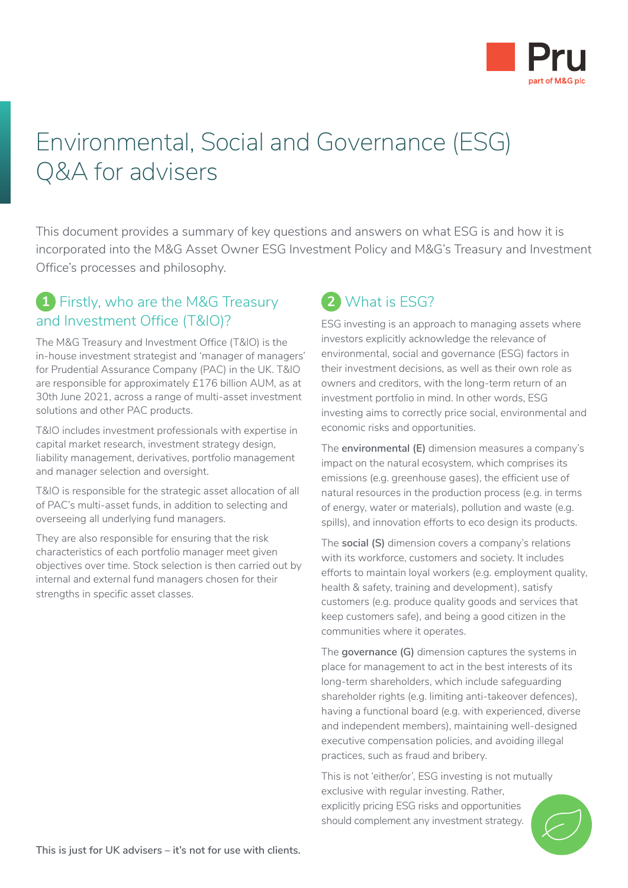# Environmental, Social and Governance (ESG) Q&A for advisers

This document provides a summary of key questions and answers on what ESG is and how it is incorporated into the M&G Asset Owner ESG Investment Policy and M&G's Treasury and Investment Office's processes and philosophy.

## 1 Firstly, who are the M&G Treasury and Investment Office (T&IO)?

The M&G Treasury and Investment Office (T&IO) is the in-house investment strategist and 'manager of managers' for Prudential Assurance Company (PAC) in the UK. T&IO are responsible for approximately £176 billion AUM, as at 30th June 2021, across a range of multi-asset investment solutions and other PAC products.

T&IO includes investment professionals with expertise in capital market research, investment strategy design, liability management, derivatives, portfolio management and manager selection and oversight.

T&IO is responsible for the strategic asset allocation of all of PAC's multi-asset funds, in addition to selecting and overseeing all underlying fund managers.

They are also responsible for ensuring that the risk characteristics of each portfolio manager meet given objectives over time. Stock selection is then carried out by internal and external fund managers chosen for their strengths in specific asset classes.

## 2 What is ESG?

ESG investing is an approach to managing assets where investors explicitly acknowledge the relevance of environmental, social and governance (ESG) factors in their investment decisions, as well as their own role as owners and creditors, with the long-term return of an investment portfolio in mind. In other words, ESG investing aims to correctly price social, environmental and economic risks and opportunities.

The **environmental (E)** dimension measures a company's impact on the natural ecosystem, which comprises its emissions (e.g. greenhouse gases), the efficient use of natural resources in the production process (e.g. in terms of energy, water or materials), pollution and waste (e.g. spills), and innovation efforts to eco design its products.

The **social (S)** dimension covers a company's relations with its workforce, customers and society. It includes efforts to maintain loyal workers (e.g. employment quality, health & safety, training and development), satisfy customers (e.g. produce quality goods and services that keep customers safe), and being a good citizen in the communities where it operates.

The **governance (G)** dimension captures the systems in place for management to act in the best interests of its long-term shareholders, which include safeguarding shareholder rights (e.g. limiting anti-takeover defences), having a functional board (e.g. with experienced, diverse and independent members), maintaining well-designed executive compensation policies, and avoiding illegal practices, such as fraud and bribery.

This is not 'either/or', ESG investing is not mutually exclusive with regular investing. Rather, explicitly pricing ESG risks and opportunities should complement any investment strategy.

**This is just for UK advisers – it's not for use with clients.**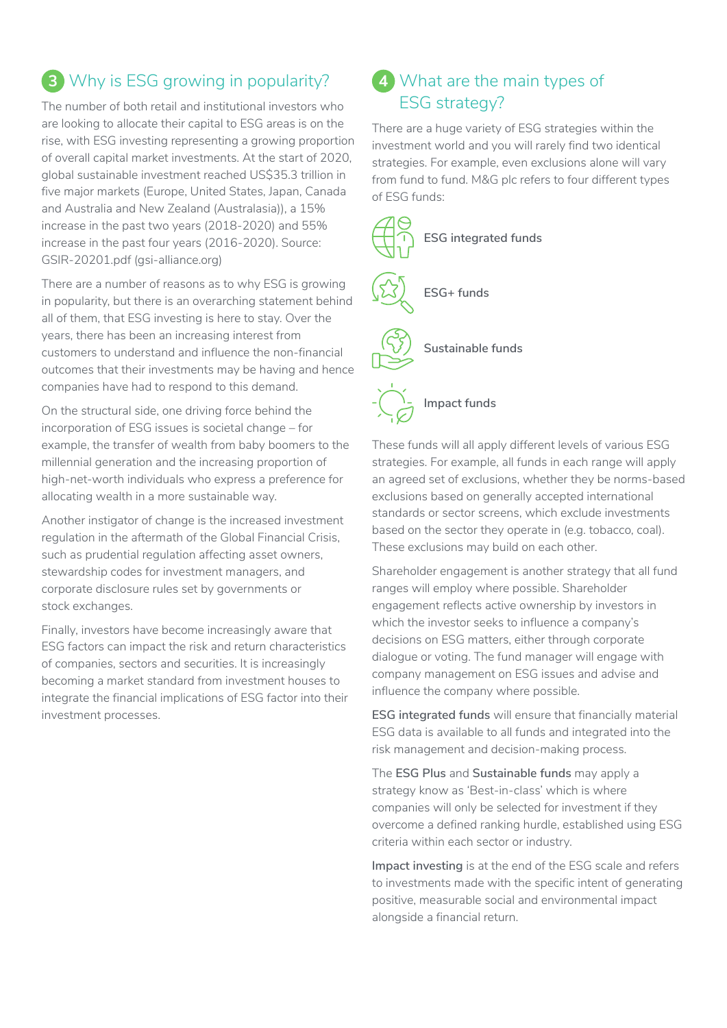## 3 Why is ESG growing in popularity?

The number of both retail and institutional investors who are looking to allocate their capital to ESG areas is on the rise, with ESG investing representing a growing proportion of overall capital market investments. At the start of 2020, global sustainable investment reached US$35.3 trillion in five major markets (Europe, United States, Japan, Canada and Australia and New Zealand (Australasia)), a 15% increase in the past two years (2018-2020) and 55% increase in the past four years (2016-2020). Source: GSIR-20201.pdf (gsi-alliance.org)

There are a number of reasons as to why ESG is growing in popularity, but there is an overarching statement behind all of them, that ESG investing is here to stay. Over the years, there has been an increasing interest from customers to understand and influence the non-financial outcomes that their investments may be having and hence companies have had to respond to this demand.

On the structural side, one driving force behind the incorporation of ESG issues is societal change – for example, the transfer of wealth from baby boomers to the millennial generation and the increasing proportion of high-net-worth individuals who express a preference for allocating wealth in a more sustainable way.

Another instigator of change is the increased investment regulation in the aftermath of the Global Financial Crisis, such as prudential regulation affecting asset owners, stewardship codes for investment managers, and corporate disclosure rules set by governments or stock exchanges.

Finally, investors have become increasingly aware that ESG factors can impact the risk and return characteristics of companies, sectors and securities. It is increasingly becoming a market standard from investment houses to integrate the financial implications of ESG factor into their investment processes.

## 4 What are the main types of ESG strategy?

There are a huge variety of ESG strategies within the investment world and you will rarely find two identical strategies. For example, even exclusions alone will vary from fund to fund. M&G plc refers to four different types of ESG funds:

- ESG integrated funds
- ESG+ funds
- Sustainable funds
- Impact funds

These funds will all apply different levels of various ESG strategies. For example, all funds in each range will apply an agreed set of exclusions, whether they be norms-based exclusions based on generally accepted international standards or sector screens, which exclude investments based on the sector they operate in (e.g. tobacco, coal). These exclusions may build on each other.

Shareholder engagement is another strategy that all fund ranges will employ where possible. Shareholder engagement reflects active ownership by investors in which the investor seeks to influence a company's decisions on ESG matters, either through corporate dialogue or voting. The fund manager will engage with company management on ESG issues and advise and influence the company where possible.

**ESG integrated funds** will ensure that financially material ESG data is available to all funds and integrated into the risk management and decision-making process.

The **ESG Plus** and **Sustainable funds** may apply a strategy know as 'Best-in-class' which is where companies will only be selected for investment if they overcome a defined ranking hurdle, established using ESG criteria within each sector or industry.

**Impact investing** is at the end of the ESG scale and refers to investments made with the specific intent of generating positive, measurable social and environmental impact alongside a financial return.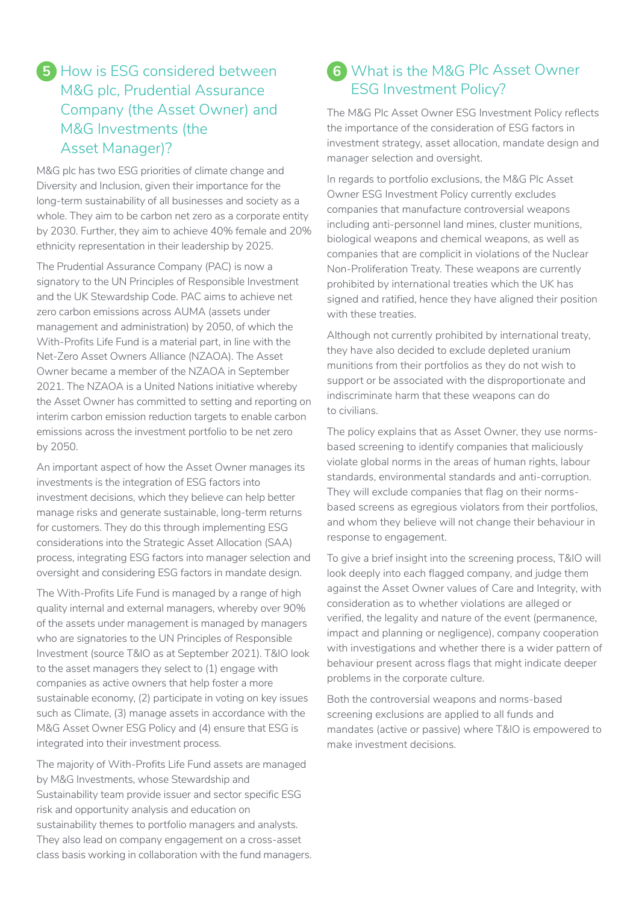## 5 How is ESG considered between M&G plc, Prudential Assurance Company (the Asset Owner) and M&G Investments (the Asset Manager)?

M&G plc has two ESG priorities of climate change and Diversity and Inclusion, given their importance for the long-term sustainability of all businesses and society as a whole. They aim to be carbon net zero as a corporate entity by 2030. Further, they aim to achieve 40% female and 20% ethnicity representation in their leadership by 2025.

The Prudential Assurance Company (PAC) is now a signatory to the UN Principles of Responsible Investment and the UK Stewardship Code. PAC aims to achieve net zero carbon emissions across AUMA (assets under management and administration) by 2050, of which the With-Profits Life Fund is a material part, in line with the Net-Zero Asset Owners Alliance (NZAOA). The Asset Owner became a member of the NZAOA in September 2021. The NZAOA is a United Nations initiative whereby the Asset Owner has committed to setting and reporting on interim carbon emission reduction targets to enable carbon emissions across the investment portfolio to be net zero by 2050.

An important aspect of how the Asset Owner manages its investments is the integration of ESG factors into investment decisions, which they believe can help better manage risks and generate sustainable, long-term returns for customers. They do this through implementing ESG considerations into the Strategic Asset Allocation (SAA) process, integrating ESG factors into manager selection and oversight and considering ESG factors in mandate design.

The With-Profits Life Fund is managed by a range of high quality internal and external managers, whereby over 90% of the assets under management is managed by managers who are signatories to the UN Principles of Responsible Investment (source T&IO as at September 2021). T&IO look to the asset managers they select to (1) engage with companies as active owners that help foster a more sustainable economy, (2) participate in voting on key issues such as Climate, (3) manage assets in accordance with the M&G Asset Owner ESG Policy and (4) ensure that ESG is integrated into their investment process.

The majority of With-Profits Life Fund assets are managed by M&G Investments, whose Stewardship and Sustainability team provide issuer and sector specific ESG risk and opportunity analysis and education on sustainability themes to portfolio managers and analysts. They also lead on company engagement on a cross-asset class basis working in collaboration with the fund managers.

## 6 What is the M&G Plc Asset Owner ESG Investment Policy?

The M&G Plc Asset Owner ESG Investment Policy reflects the importance of the consideration of ESG factors in investment strategy, asset allocation, mandate design and manager selection and oversight.

In regards to portfolio exclusions, the M&G Plc Asset Owner ESG Investment Policy currently excludes companies that manufacture controversial weapons including anti-personnel land mines, cluster munitions, biological weapons and chemical weapons, as well as companies that are complicit in violations of the Nuclear Non-Proliferation Treaty. These weapons are currently prohibited by international treaties which the UK has signed and ratified, hence they have aligned their position with these treaties.

Although not currently prohibited by international treaty, they have also decided to exclude depleted uranium munitions from their portfolios as they do not wish to support or be associated with the disproportionate and indiscriminate harm that these weapons can do to civilians.

The policy explains that as Asset Owner, they use norms-based screening to identify companies that maliciously violate global norms in the areas of human rights, labour standards, environmental standards and anti-corruption. They will exclude companies that flag on their norms-based screens as egregious violators from their portfolios, and whom they believe will not change their behaviour in response to engagement.

To give a brief insight into the screening process, T&IO will look deeply into each flagged company, and judge them against the Asset Owner values of Care and Integrity, with consideration as to whether violations are alleged or verified, the legality and nature of the event (permanence, impact and planning or negligence), company cooperation with investigations and whether there is a wider pattern of behaviour present across flags that might indicate deeper problems in the corporate culture.

Both the controversial weapons and norms-based screening exclusions are applied to all funds and mandates (active or passive) where T&IO is empowered to make investment decisions.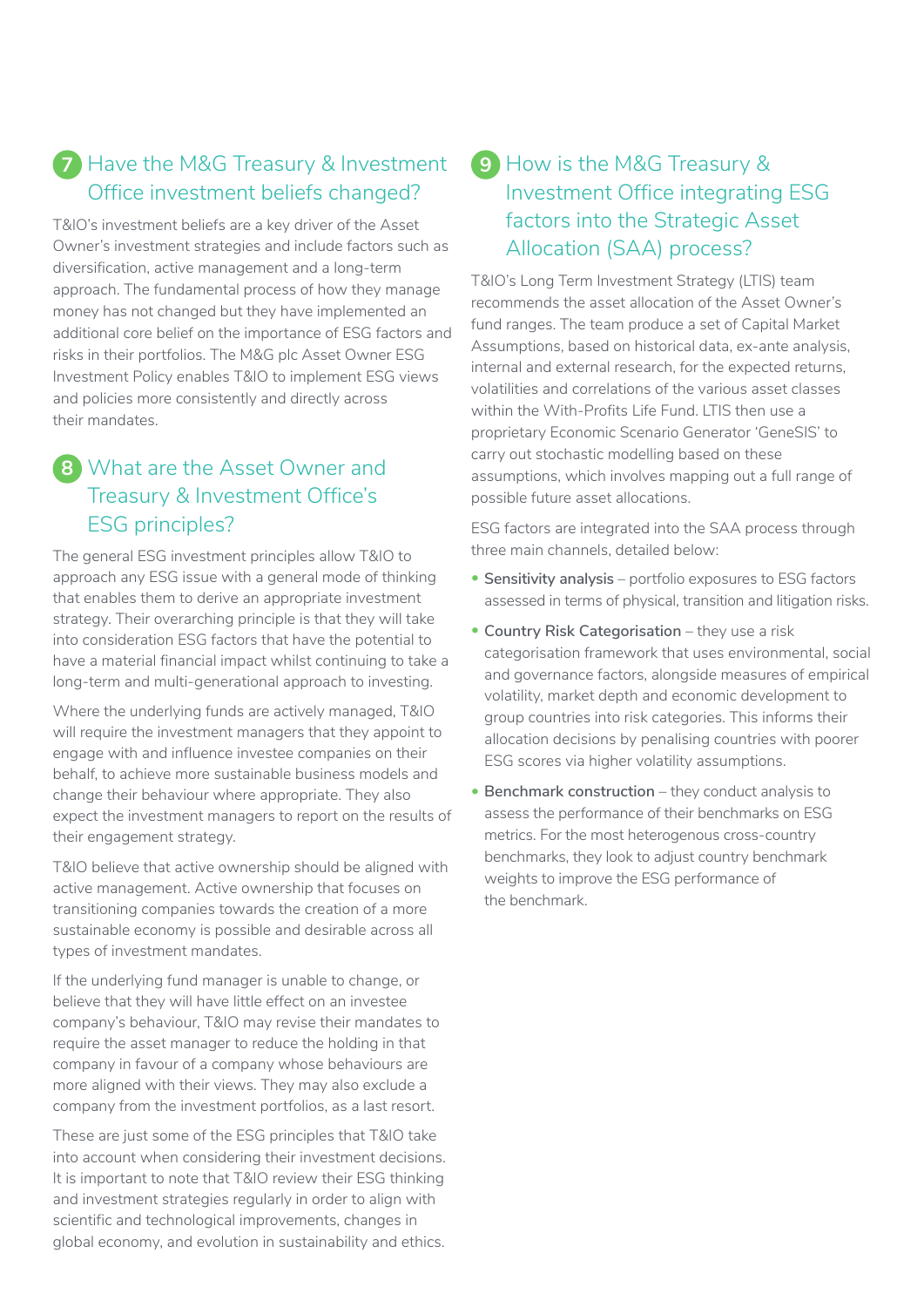## 7 Have the M&G Treasury & Investment Office investment beliefs changed?

T&IO's investment beliefs are a key driver of the Asset Owner's investment strategies and include factors such as diversification, active management and a long-term approach. The fundamental process of how they manage money has not changed but they have implemented an additional core belief on the importance of ESG factors and risks in their portfolios. The M&G plc Asset Owner ESG Investment Policy enables T&IO to implement ESG views and policies more consistently and directly across their mandates.

## 8 What are the Asset Owner and Treasury & Investment Office's ESG principles?

The general ESG investment principles allow T&IO to approach any ESG issue with a general mode of thinking that enables them to derive an appropriate investment strategy. Their overarching principle is that they will take into consideration ESG factors that have the potential to have a material financial impact whilst continuing to take a long-term and multi-generational approach to investing.

Where the underlying funds are actively managed, T&IO will require the investment managers that they appoint to engage with and influence investee companies on their behalf, to achieve more sustainable business models and change their behaviour where appropriate. They also expect the investment managers to report on the results of their engagement strategy.

T&IO believe that active ownership should be aligned with active management. Active ownership that focuses on transitioning companies towards the creation of a more sustainable economy is possible and desirable across all types of investment mandates.

If the underlying fund manager is unable to change, or believe that they will have little effect on an investee company's behaviour, T&IO may revise their mandates to require the asset manager to reduce the holding in that company in favour of a company whose behaviours are more aligned with their views. They may also exclude a company from the investment portfolios, as a last resort.

These are just some of the ESG principles that T&IO take into account when considering their investment decisions. It is important to note that T&IO review their ESG thinking and investment strategies regularly in order to align with scientific and technological improvements, changes in global economy, and evolution in sustainability and ethics.

## 9 How is the M&G Treasury & Investment Office integrating ESG factors into the Strategic Asset Allocation (SAA) process?

T&IO's Long Term Investment Strategy (LTIS) team recommends the asset allocation of the Asset Owner's fund ranges. The team produce a set of Capital Market Assumptions, based on historical data, ex-ante analysis, internal and external research, for the expected returns, volatilities and correlations of the various asset classes within the With-Profits Life Fund. LTIS then use a proprietary Economic Scenario Generator 'GeneSIS' to carry out stochastic modelling based on these assumptions, which involves mapping out a full range of possible future asset allocations.

ESG factors are integrated into the SAA process through three main channels, detailed below:

- **Sensitivity analysis** – portfolio exposures to ESG factors assessed in terms of physical, transition and litigation risks.
- **Country Risk Categorisation** – they use a risk categorisation framework that uses environmental, social and governance factors, alongside measures of empirical volatility, market depth and economic development to group countries into risk categories. This informs their allocation decisions by penalising countries with poorer ESG scores via higher volatility assumptions.
- **Benchmark construction** – they conduct analysis to assess the performance of their benchmarks on ESG metrics. For the most heterogenous cross-country benchmarks, they look to adjust country benchmark weights to improve the ESG performance of the benchmark.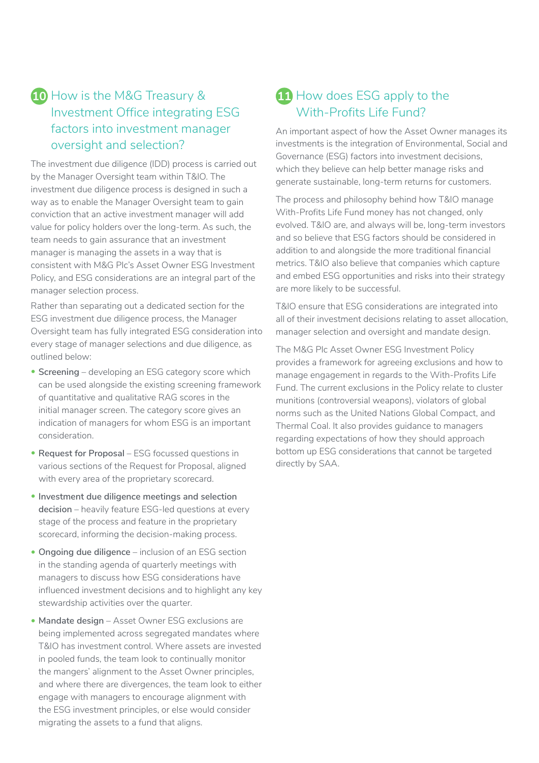## 10 How is the M&G Treasury & Investment Office integrating ESG factors into investment manager oversight and selection?

The investment due diligence (IDD) process is carried out by the Manager Oversight team within T&IO. The investment due diligence process is designed in such a way as to enable the Manager Oversight team to gain conviction that an active investment manager will add value for policy holders over the long-term. As such, the team needs to gain assurance that an investment manager is managing the assets in a way that is consistent with M&G Plc's Asset Owner ESG Investment Policy, and ESG considerations are an integral part of the manager selection process.

Rather than separating out a dedicated section for the ESG investment due diligence process, the Manager Oversight team has fully integrated ESG consideration into every stage of manager selections and due diligence, as outlined below:

- **Screening** – developing an ESG category score which can be used alongside the existing screening framework of quantitative and qualitative RAG scores in the initial manager screen. The category score gives an indication of managers for whom ESG is an important consideration.
- **Request for Proposal** – ESG focussed questions in various sections of the Request for Proposal, aligned with every area of the proprietary scorecard.
- **Investment due diligence meetings and selection decision** – heavily feature ESG-led questions at every stage of the process and feature in the proprietary scorecard, informing the decision-making process.
- **Ongoing due diligence** – inclusion of an ESG section in the standing agenda of quarterly meetings with managers to discuss how ESG considerations have influenced investment decisions and to highlight any key stewardship activities over the quarter.
- **Mandate design** – Asset Owner ESG exclusions are being implemented across segregated mandates where T&IO has investment control. Where assets are invested in pooled funds, the team look to continually monitor the mangers' alignment to the Asset Owner principles, and where there are divergences, the team look to either engage with managers to encourage alignment with the ESG investment principles, or else would consider migrating the assets to a fund that aligns.

## 11 How does ESG apply to the With-Profits Life Fund?

An important aspect of how the Asset Owner manages its investments is the integration of Environmental, Social and Governance (ESG) factors into investment decisions, which they believe can help better manage risks and generate sustainable, long-term returns for customers.

The process and philosophy behind how T&IO manage With-Profits Life Fund money has not changed, only evolved. T&IO are, and always will be, long-term investors and so believe that ESG factors should be considered in addition to and alongside the more traditional financial metrics. T&IO also believe that companies which capture and embed ESG opportunities and risks into their strategy are more likely to be successful.

T&IO ensure that ESG considerations are integrated into all of their investment decisions relating to asset allocation, manager selection and oversight and mandate design.

The M&G Plc Asset Owner ESG Investment Policy provides a framework for agreeing exclusions and how to manage engagement in regards to the With-Profits Life Fund. The current exclusions in the Policy relate to cluster munitions (controversial weapons), violators of global norms such as the United Nations Global Compact, and Thermal Coal. It also provides guidance to managers regarding expectations of how they should approach bottom up ESG considerations that cannot be targeted directly by SAA.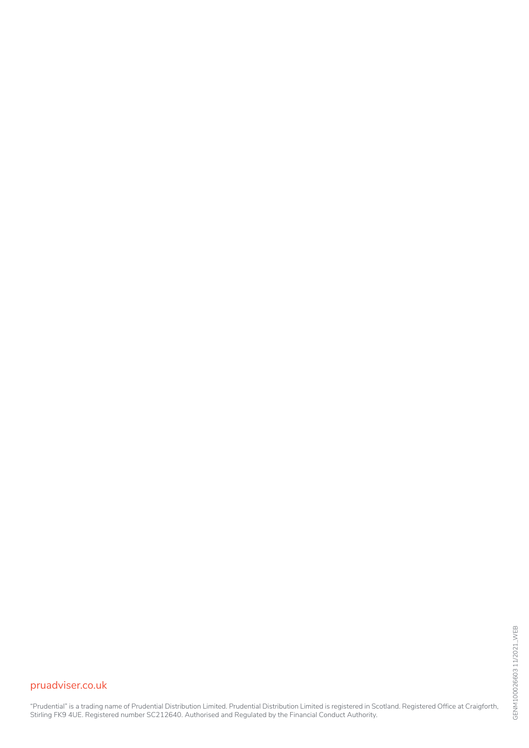pruadviser.co.uk

"Prudential" is a trading name of Prudential Distribution Limited. Prudential Distribution Limited is registered in Scotland. Registered Office at Craigforth, Stirling FK9 4UE. Registered number SC212640. Authorised and Regulated by the Financial Conduct Authority.

GENM100026603 11/2021_WEB